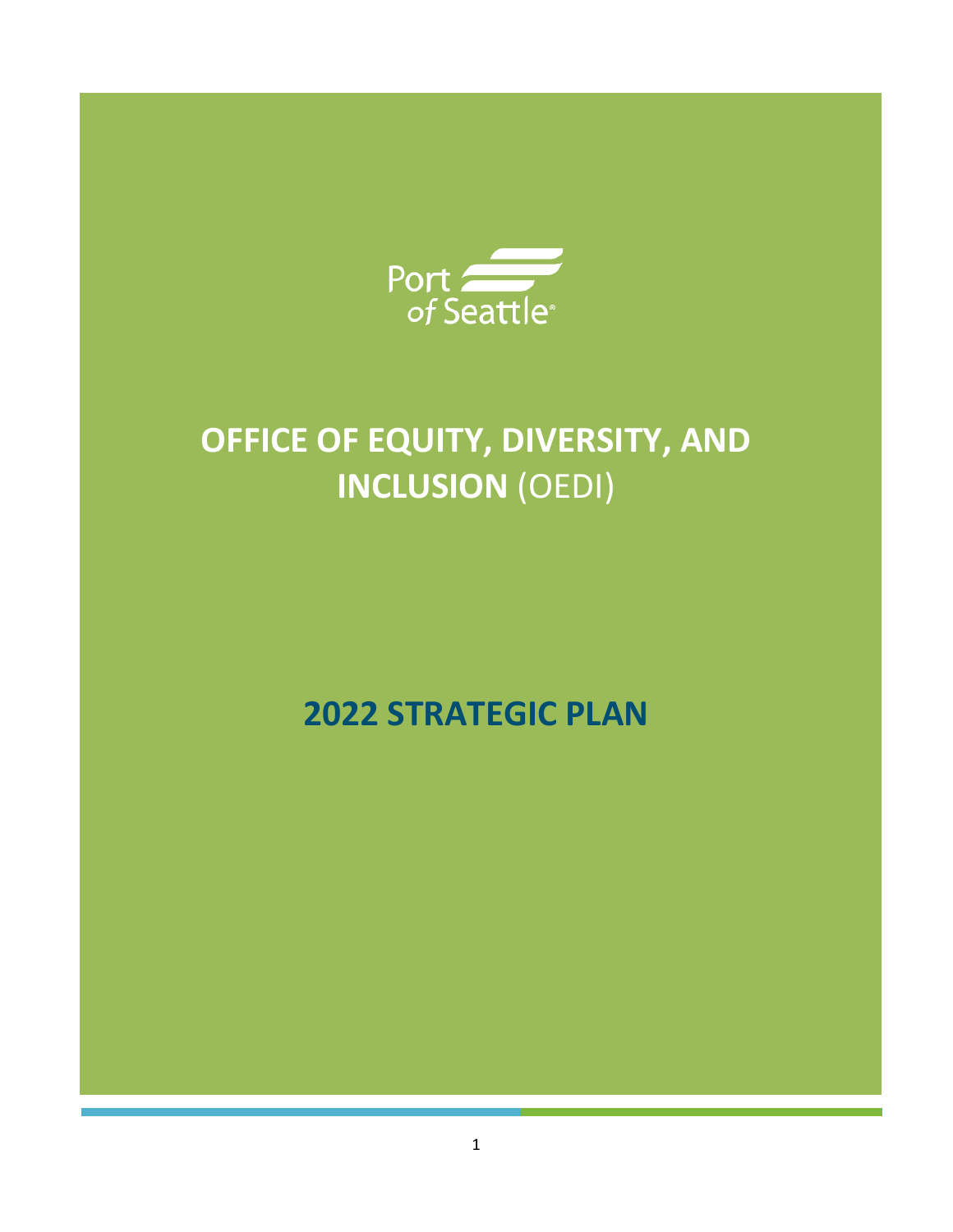Port of Seattle

# OFFICE OF EQUITY, DIVERSITY, AND INCLUSION (OEDI)

## 2022 STRATEGIC PLAN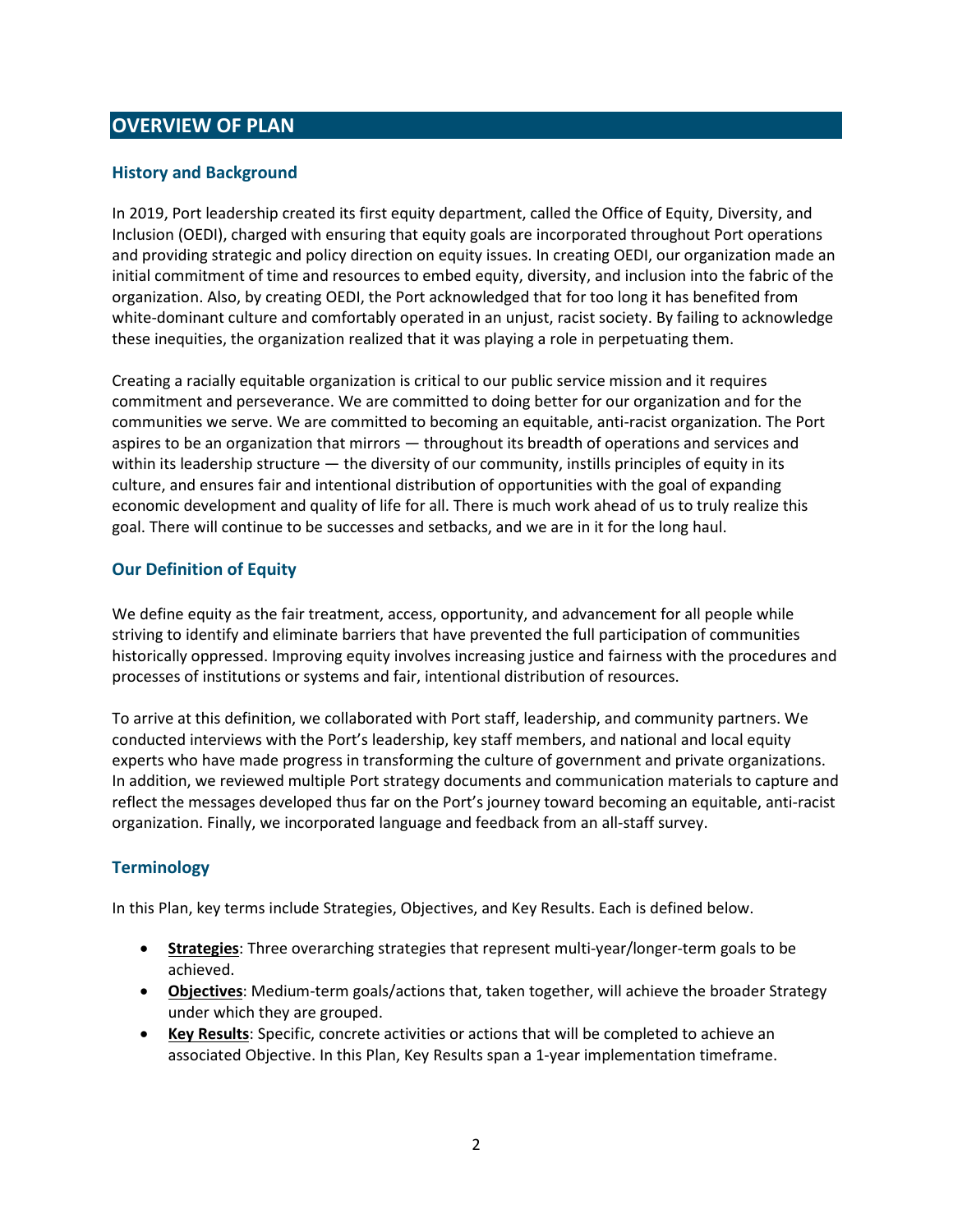## OVERVIEW OF PLAN

### History and Background

In 2019, Port leadership created its first equity department, called the Office of Equity, Diversity, and Inclusion (OEDI), charged with ensuring that equity goals are incorporated throughout Port operations and providing strategic and policy direction on equity issues. In creating OEDI, our organization made an initial commitment of time and resources to embed equity, diversity, and inclusion into the fabric of the organization. Also, by creating OEDI, the Port acknowledged that for too long it has benefited from white-dominant culture and comfortably operated in an unjust, racist society. By failing to acknowledge these inequities, the organization realized that it was playing a role in perpetuating them.

Creating a racially equitable organization is critical to our public service mission and it requires commitment and perseverance. We are committed to doing better for our organization and for the communities we serve. We are committed to becoming an equitable, anti-racist organization. The Port aspires to be an organization that mirrors — throughout its breadth of operations and services and within its leadership structure — the diversity of our community, instills principles of equity in its culture, and ensures fair and intentional distribution of opportunities with the goal of expanding economic development and quality of life for all. There is much work ahead of us to truly realize this goal. There will continue to be successes and setbacks, and we are in it for the long haul.

### Our Definition of Equity

We define equity as the fair treatment, access, opportunity, and advancement for all people while striving to identify and eliminate barriers that have prevented the full participation of communities historically oppressed. Improving equity involves increasing justice and fairness with the procedures and processes of institutions or systems and fair, intentional distribution of resources.

To arrive at this definition, we collaborated with Port staff, leadership, and community partners. We conducted interviews with the Port's leadership, key staff members, and national and local equity experts who have made progress in transforming the culture of government and private organizations. In addition, we reviewed multiple Port strategy documents and communication materials to capture and reflect the messages developed thus far on the Port's journey toward becoming an equitable, anti-racist organization. Finally, we incorporated language and feedback from an all-staff survey.

### Terminology

In this Plan, key terms include Strategies, Objectives, and Key Results. Each is defined below.

- **Strategies**: Three overarching strategies that represent multi-year/longer-term goals to be achieved.
- **Objectives**: Medium-term goals/actions that, taken together, will achieve the broader Strategy under which they are grouped.
- **Key Results**: Specific, concrete activities or actions that will be completed to achieve an associated Objective. In this Plan, Key Results span a 1-year implementation timeframe.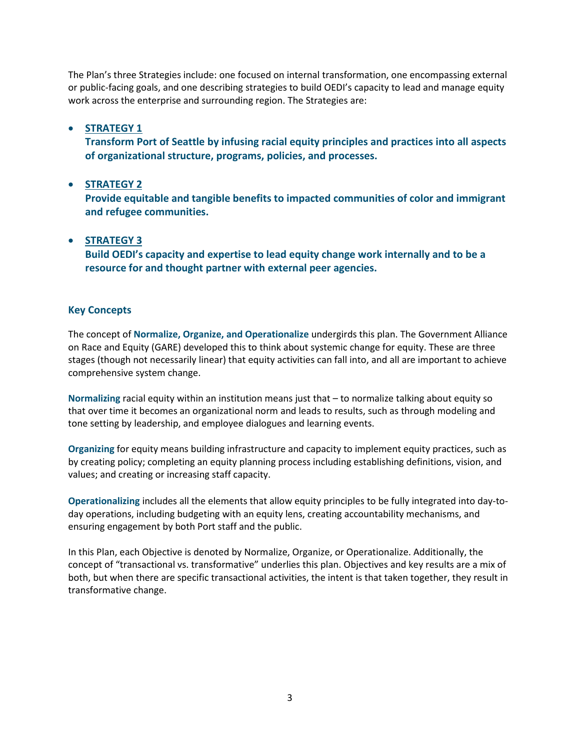The Plan's three Strategies include: one focused on internal transformation, one encompassing external or public-facing goals, and one describing strategies to build OEDI's capacity to lead and manage equity work across the enterprise and surrounding region. The Strategies are:

- **STRATEGY 1**
  **Transform Port of Seattle by infusing racial equity principles and practices into all aspects of organizational structure, programs, policies, and processes.**

- **STRATEGY 2**
  **Provide equitable and tangible benefits to impacted communities of color and immigrant and refugee communities.**

- **STRATEGY 3**
  **Build OEDI's capacity and expertise to lead equity change work internally and to be a resource for and thought partner with external peer agencies.**

### Key Concepts

The concept of **Normalize, Organize, and Operationalize** undergirds this plan. The Government Alliance on Race and Equity (GARE) developed this to think about systemic change for equity. These are three stages (though not necessarily linear) that equity activities can fall into, and all are important to achieve comprehensive system change.

**Normalizing** racial equity within an institution means just that – to normalize talking about equity so that over time it becomes an organizational norm and leads to results, such as through modeling and tone setting by leadership, and employee dialogues and learning events.

**Organizing** for equity means building infrastructure and capacity to implement equity practices, such as by creating policy; completing an equity planning process including establishing definitions, vision, and values; and creating or increasing staff capacity.

**Operationalizing** includes all the elements that allow equity principles to be fully integrated into day-to-day operations, including budgeting with an equity lens, creating accountability mechanisms, and ensuring engagement by both Port staff and the public.

In this Plan, each Objective is denoted by Normalize, Organize, or Operationalize. Additionally, the concept of "transactional vs. transformative" underlies this plan. Objectives and key results are a mix of both, but when there are specific transactional activities, the intent is that taken together, they result in transformative change.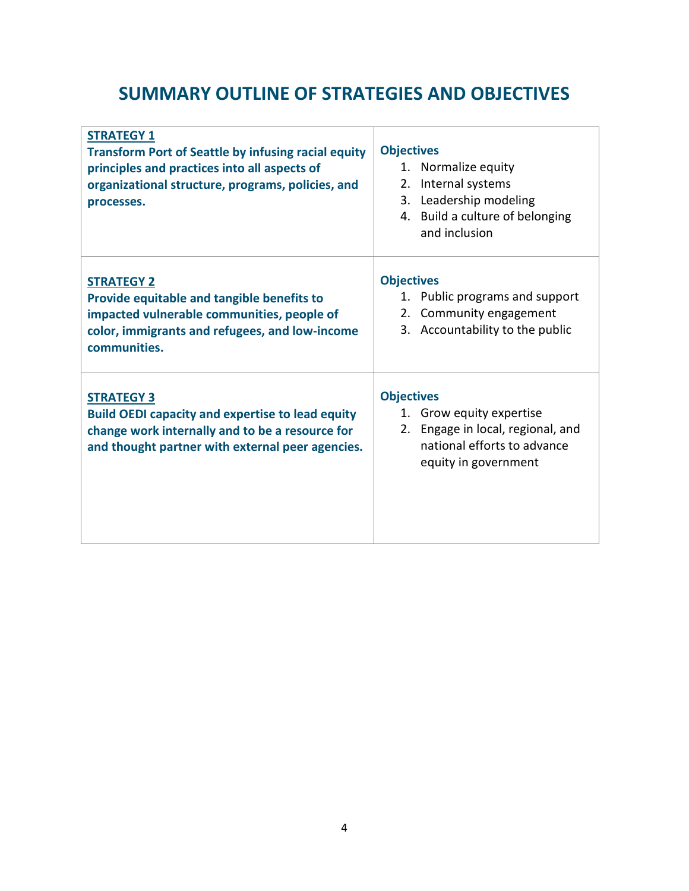# SUMMARY OUTLINE OF STRATEGIES AND OBJECTIVES

| Strategy | Objectives |
|---|---|
| **STRATEGY 1**<br>**Transform Port of Seattle by infusing racial equity principles and practices into all aspects of organizational structure, programs, policies, and processes.** | **Objectives**<br>1. Normalize equity<br>2. Internal systems<br>3. Leadership modeling<br>4. Build a culture of belonging and inclusion |
| **STRATEGY 2**<br>**Provide equitable and tangible benefits to impacted vulnerable communities, people of color, immigrants and refugees, and low-income communities.** | **Objectives**<br>1. Public programs and support<br>2. Community engagement<br>3. Accountability to the public |
| **STRATEGY 3**<br>**Build OEDI capacity and expertise to lead equity change work internally and to be a resource for and thought partner with external peer agencies.** | **Objectives**<br>1. Grow equity expertise<br>2. Engage in local, regional, and national efforts to advance equity in government |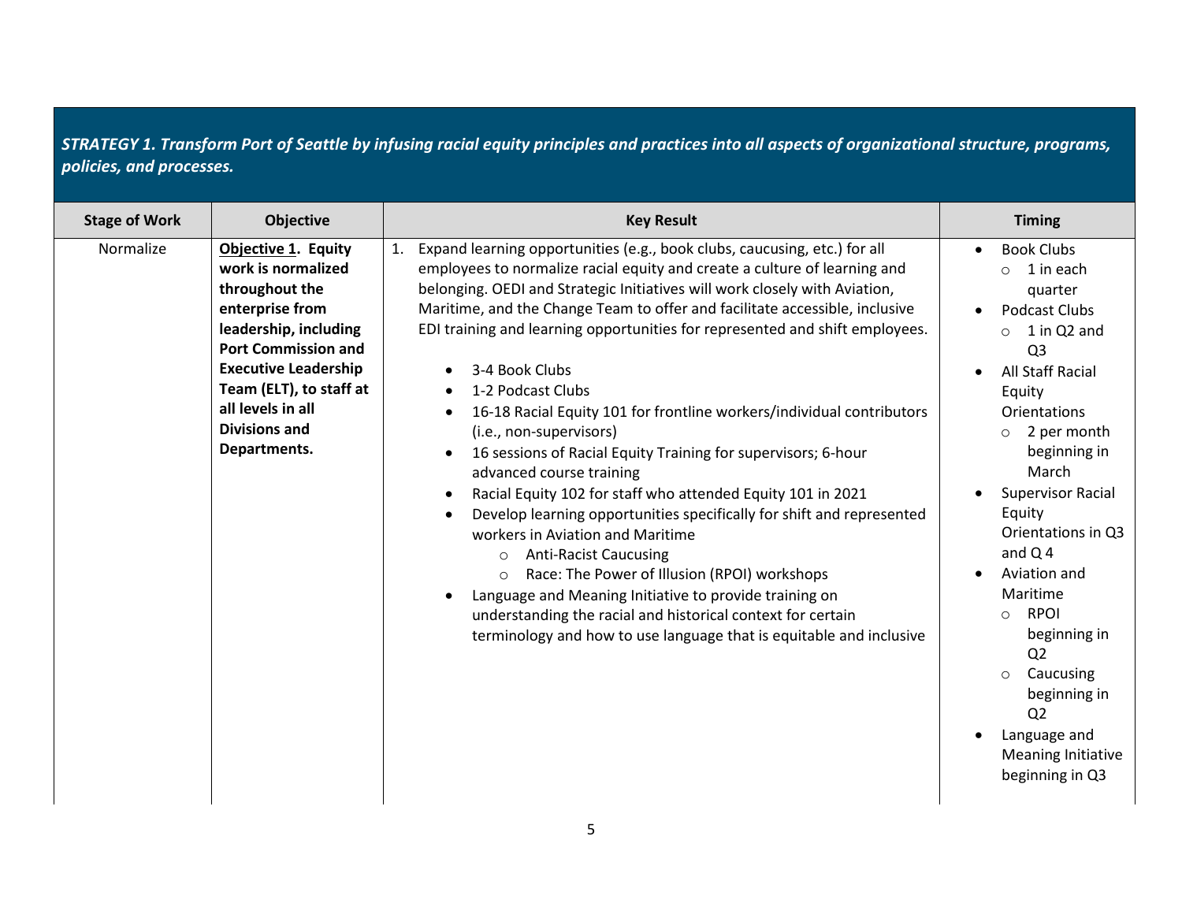***STRATEGY 1. Transform Port of Seattle by infusing racial equity principles and practices into all aspects of organizational structure, programs, policies, and processes.***

| Stage of Work | Objective | Key Result | Timing |
| --- | --- | --- | --- |
| Normalize | **<u>Objective 1</u>. Equity work is normalized throughout the enterprise from leadership, including Port Commission and Executive Leadership Team (ELT), to staff at all levels in all Divisions and Departments.** | 1. Expand learning opportunities (e.g., book clubs, caucusing, etc.) for all employees to normalize racial equity and create a culture of learning and belonging. OEDI and Strategic Initiatives will work closely with Aviation, Maritime, and the Change Team to offer and facilitate accessible, inclusive EDI training and learning opportunities for represented and shift employees.<br><br>• 3-4 Book Clubs<br>• 1-2 Podcast Clubs<br>• 16-18 Racial Equity 101 for frontline workers/individual contributors (i.e., non-supervisors)<br>• 16 sessions of Racial Equity Training for supervisors; 6-hour advanced course training<br>• Racial Equity 102 for staff who attended Equity 101 in 2021<br>• Develop learning opportunities specifically for shift and represented workers in Aviation and Maritime<br>&nbsp;&nbsp;&nbsp;&nbsp;○ Anti-Racist Caucusing<br>&nbsp;&nbsp;&nbsp;&nbsp;○ Race: The Power of Illusion (RPOI) workshops<br>• Language and Meaning Initiative to provide training on understanding the racial and historical context for certain terminology and how to use language that is equitable and inclusive | • Book Clubs<br>&nbsp;&nbsp;&nbsp;&nbsp;○ 1 in each quarter<br>• Podcast Clubs<br>&nbsp;&nbsp;&nbsp;&nbsp;○ 1 in Q2 and Q3<br>• All Staff Racial Equity Orientations<br>&nbsp;&nbsp;&nbsp;&nbsp;○ 2 per month beginning in March<br>• Supervisor Racial Equity Orientations in Q3 and Q 4<br>• Aviation and Maritime<br>&nbsp;&nbsp;&nbsp;&nbsp;○ RPOI beginning in Q2<br>&nbsp;&nbsp;&nbsp;&nbsp;○ Caucusing beginning in Q2<br>• Language and Meaning Initiative beginning in Q3 |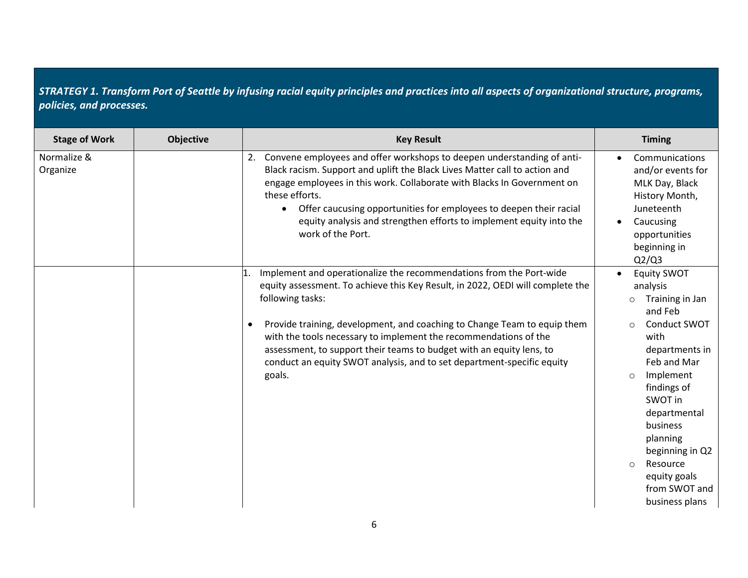| STRATEGY 1. Transform Port of Seattle by infusing racial equity principles and practices into all aspects of organizational structure, programs, policies, and processes. | | | |
|---|---|---|---|
| **Stage of Work** | **Objective** | **Key Result** | **Timing** |
| Normalize & Organize | | 2. Convene employees and offer workshops to deepen understanding of anti-Black racism. Support and uplift the Black Lives Matter call to action and engage employees in this work. Collaborate with Blacks In Government on these efforts.<br>• Offer caucusing opportunities for employees to deepen their racial equity analysis and strengthen efforts to implement equity into the work of the Port. | • Communications and/or events for MLK Day, Black History Month, Juneteenth<br>• Caucusing opportunities beginning in Q2/Q3 |
| | | 1. Implement and operationalize the recommendations from the Port-wide equity assessment. To achieve this Key Result, in 2022, OEDI will complete the following tasks:<br><br>• Provide training, development, and coaching to Change Team to equip them with the tools necessary to implement the recommendations of the assessment, to support their teams to budget with an equity lens, to conduct an equity SWOT analysis, and to set department-specific equity goals. | • Equity SWOT analysis<br>○ Training in Jan and Feb<br>○ Conduct SWOT with departments in Feb and Mar<br>○ Implement findings of SWOT in departmental business planning beginning in Q2<br>○ Resource equity goals from SWOT and business plans |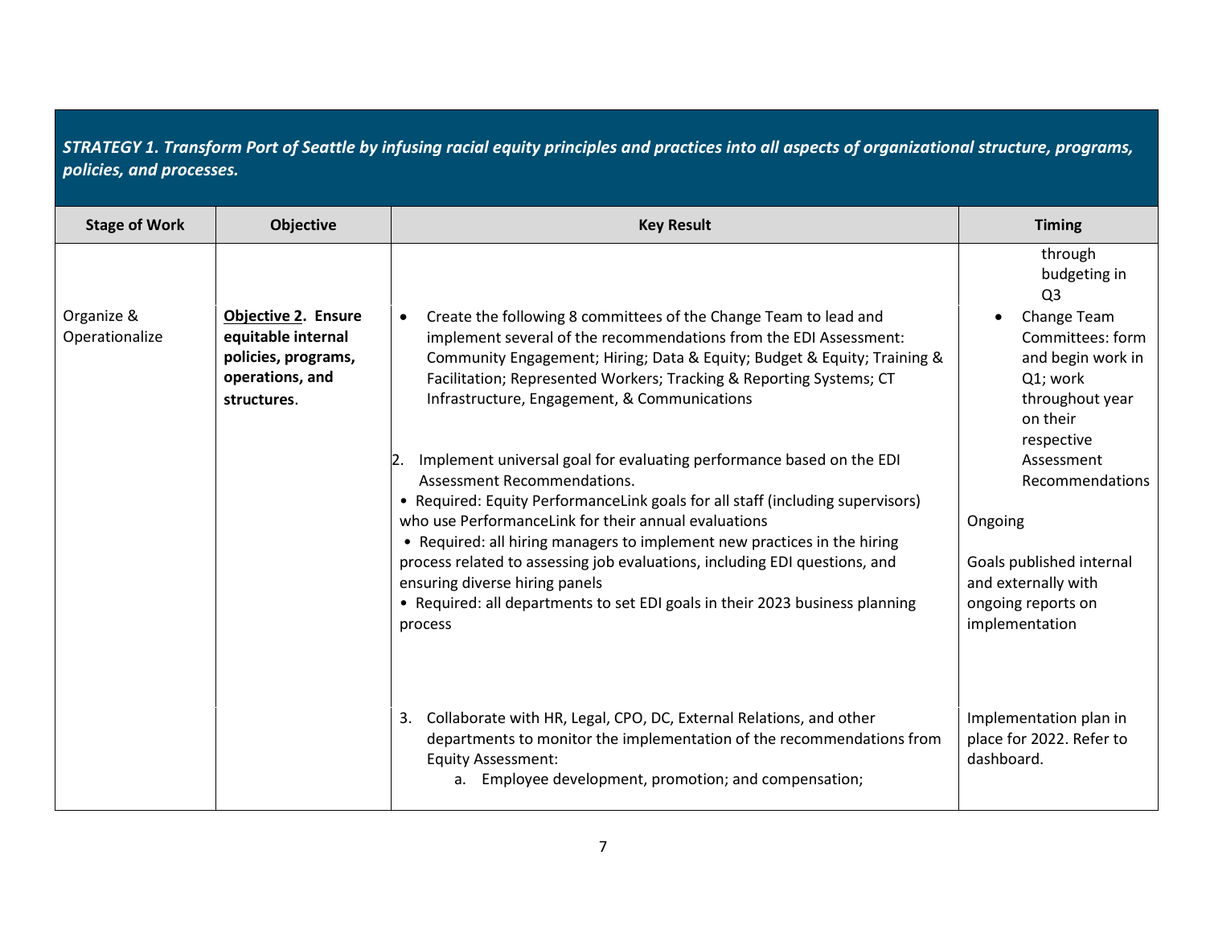| STRATEGY 1. Transform Port of Seattle by infusing racial equity principles and practices into all aspects of organizational structure, programs, policies, and processes. | | | |
|---|---|---|---|
| **Stage of Work** | **Objective** | **Key Result** | **Timing** |
| | | | through budgeting in Q3 |
| Organize & Operationalize | **Objective 2. Ensure equitable internal policies, programs, operations, and structures.** | • Create the following 8 committees of the Change Team to lead and implement several of the recommendations from the EDI Assessment: Community Engagement; Hiring; Data & Equity; Budget & Equity; Training & Facilitation; Represented Workers; Tracking & Reporting Systems; CT Infrastructure, Engagement, & Communications | • Change Team Committees: form and begin work in Q1; work throughout year on their respective Assessment Recommendations |
| | | 2. Implement universal goal for evaluating performance based on the EDI Assessment Recommendations.<br>• Required: Equity PerformanceLink goals for all staff (including supervisors) who use PerformanceLink for their annual evaluations<br>• Required: all hiring managers to implement new practices in the hiring process related to assessing job evaluations, including EDI questions, and ensuring diverse hiring panels<br>• Required: all departments to set EDI goals in their 2023 business planning process | Ongoing<br><br>Goals published internal and externally with ongoing reports on implementation |
| | | 3. Collaborate with HR, Legal, CPO, DC, External Relations, and other departments to monitor the implementation of the recommendations from Equity Assessment:<br>a. Employee development, promotion; and compensation; | Implementation plan in place for 2022. Refer to dashboard. |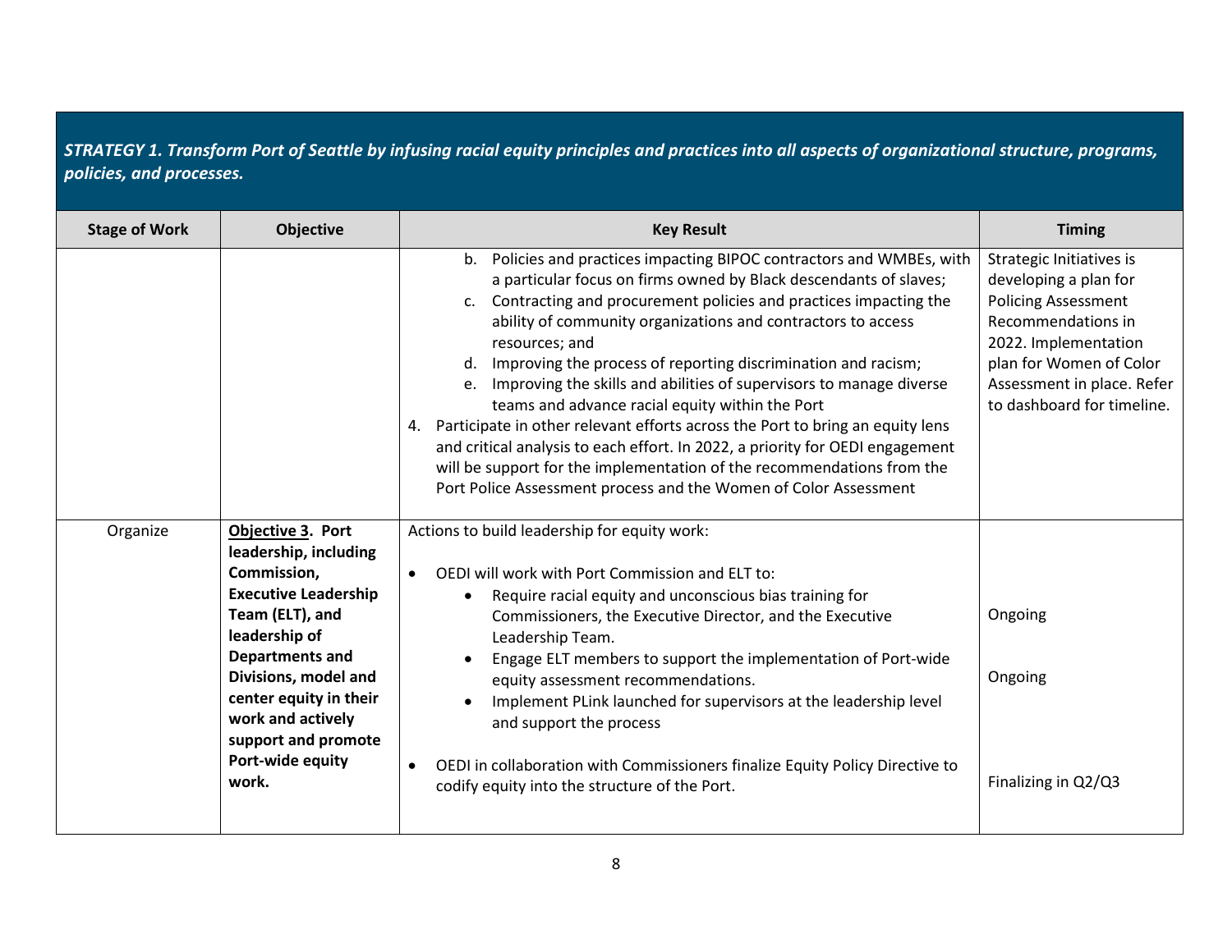***STRATEGY 1. Transform Port of Seattle by infusing racial equity principles and practices into all aspects of organizational structure, programs, policies, and processes.***

| Stage of Work | Objective | Key Result | Timing |
|---|---|---|---|
| | | b. Policies and practices impacting BIPOC contractors and WMBEs, with a particular focus on firms owned by Black descendants of slaves;<br>c. Contracting and procurement policies and practices impacting the ability of community organizations and contractors to access resources; and<br>d. Improving the process of reporting discrimination and racism;<br>e. Improving the skills and abilities of supervisors to manage diverse teams and advance racial equity within the Port<br>4. Participate in other relevant efforts across the Port to bring an equity lens and critical analysis to each effort. In 2022, a priority for OEDI engagement will be support for the implementation of the recommendations from the Port Police Assessment process and the Women of Color Assessment | Strategic Initiatives is developing a plan for Policing Assessment Recommendations in 2022. Implementation plan for Women of Color Assessment in place. Refer to dashboard for timeline. |
| Organize | **<u>Objective 3</u>. Port leadership, including Commission, Executive Leadership Team (ELT), and leadership of Departments and Divisions, model and center equity in their work and actively support and promote Port-wide equity work.** | Actions to build leadership for equity work:<br><br>• OEDI will work with Port Commission and ELT to:<br>&nbsp;&nbsp;&nbsp;&nbsp;• Require racial equity and unconscious bias training for Commissioners, the Executive Director, and the Executive Leadership Team.<br>&nbsp;&nbsp;&nbsp;&nbsp;• Engage ELT members to support the implementation of Port-wide equity assessment recommendations.<br>&nbsp;&nbsp;&nbsp;&nbsp;• Implement PLink launched for supervisors at the leadership level and support the process<br><br>• OEDI in collaboration with Commissioners finalize Equity Policy Directive to codify equity into the structure of the Port. | Ongoing<br><br>Ongoing<br><br>Finalizing in Q2/Q3 |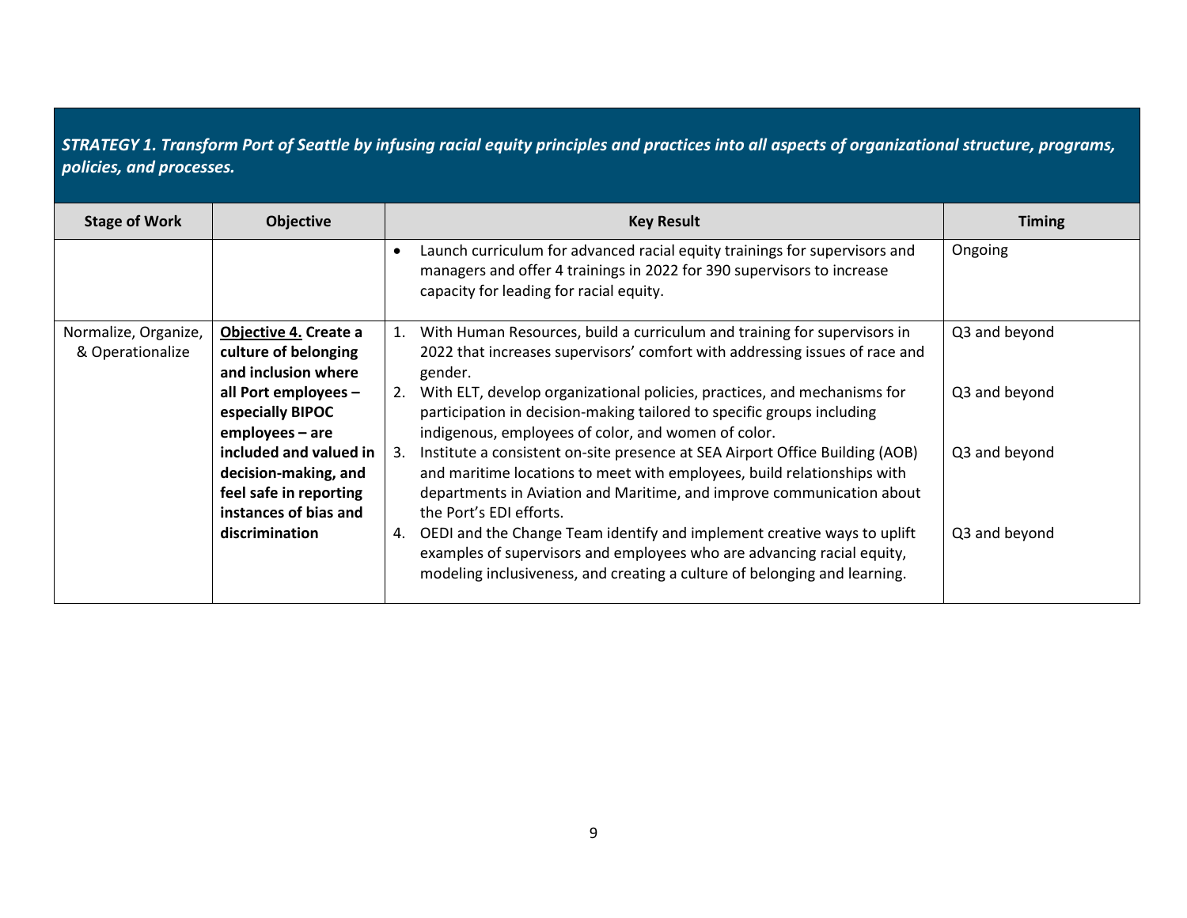***STRATEGY 1. Transform Port of Seattle by infusing racial equity principles and practices into all aspects of organizational structure, programs, policies, and processes.***

| Stage of Work | Objective | Key Result | Timing |
|---|---|---|---|
| | | • Launch curriculum for advanced racial equity trainings for supervisors and managers and offer 4 trainings in 2022 for 390 supervisors to increase capacity for leading for racial equity. | Ongoing |
| Normalize, Organize, & Operationalize | **<u>Objective 4.</u> Create a culture of belonging and inclusion where all Port employees – especially BIPOC employees – are included and valued in decision-making, and feel safe in reporting instances of bias and discrimination** | 1. With Human Resources, build a curriculum and training for supervisors in 2022 that increases supervisors' comfort with addressing issues of race and gender. | Q3 and beyond |
| | | 2. With ELT, develop organizational policies, practices, and mechanisms for participation in decision-making tailored to specific groups including indigenous, employees of color, and women of color. | Q3 and beyond |
| | | 3. Institute a consistent on-site presence at SEA Airport Office Building (AOB) and maritime locations to meet with employees, build relationships with departments in Aviation and Maritime, and improve communication about the Port's EDI efforts. | Q3 and beyond |
| | | 4. OEDI and the Change Team identify and implement creative ways to uplift examples of supervisors and employees who are advancing racial equity, modeling inclusiveness, and creating a culture of belonging and learning. | Q3 and beyond |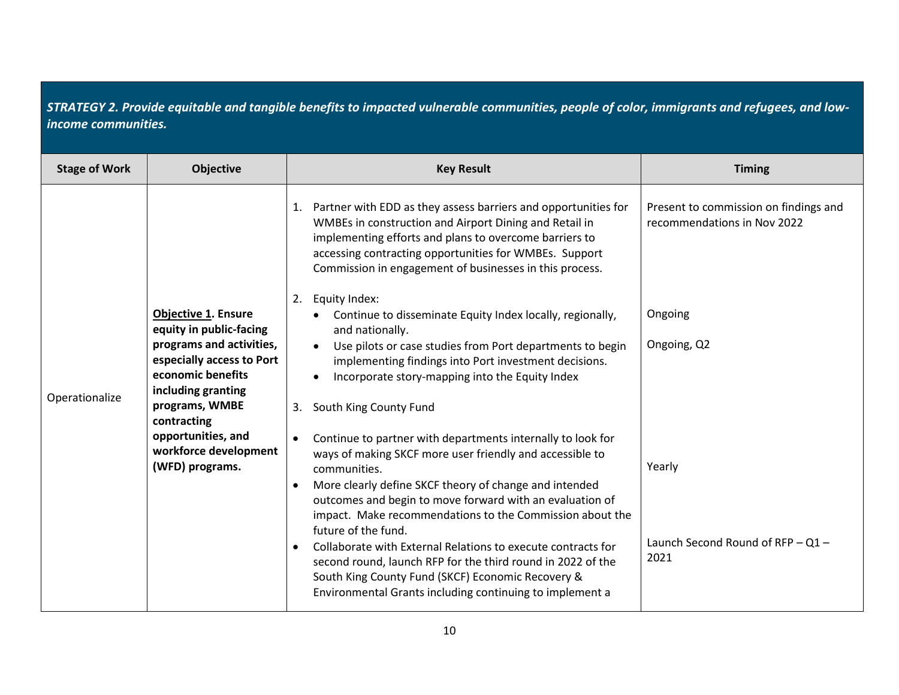| *STRATEGY 2. Provide equitable and tangible benefits to impacted vulnerable communities, people of color, immigrants and refugees, and low-income communities.* | | | |
|---|---|---|---|
| **Stage of Work** | **Objective** | **Key Result** | **Timing** |
| Operationalize | **<u>Objective 1</u>. Ensure equity in public-facing programs and activities, especially access to Port economic benefits including granting programs, WMBE contracting opportunities, and workforce development (WFD) programs.** | 1. Partner with EDD as they assess barriers and opportunities for WMBEs in construction and Airport Dining and Retail in implementing efforts and plans to overcome barriers to accessing contracting opportunities for WMBEs. Support Commission in engagement of businesses in this process.<br><br>2. Equity Index:<br>• Continue to disseminate Equity Index locally, regionally, and nationally.<br>• Use pilots or case studies from Port departments to begin implementing findings into Port investment decisions.<br>• Incorporate story-mapping into the Equity Index<br><br>3. South King County Fund<br><br>• Continue to partner with departments internally to look for ways of making SKCF more user friendly and accessible to communities.<br>• More clearly define SKCF theory of change and intended outcomes and begin to move forward with an evaluation of impact. Make recommendations to the Commission about the future of the fund.<br>• Collaborate with External Relations to execute contracts for second round, launch RFP for the third round in 2022 of the South King County Fund (SKCF) Economic Recovery & Environmental Grants including continuing to implement a | Present to commission on findings and recommendations in Nov 2022<br><br>Ongoing<br><br>Ongoing, Q2<br><br>Yearly<br><br>Launch Second Round of RFP – Q1 – 2021 |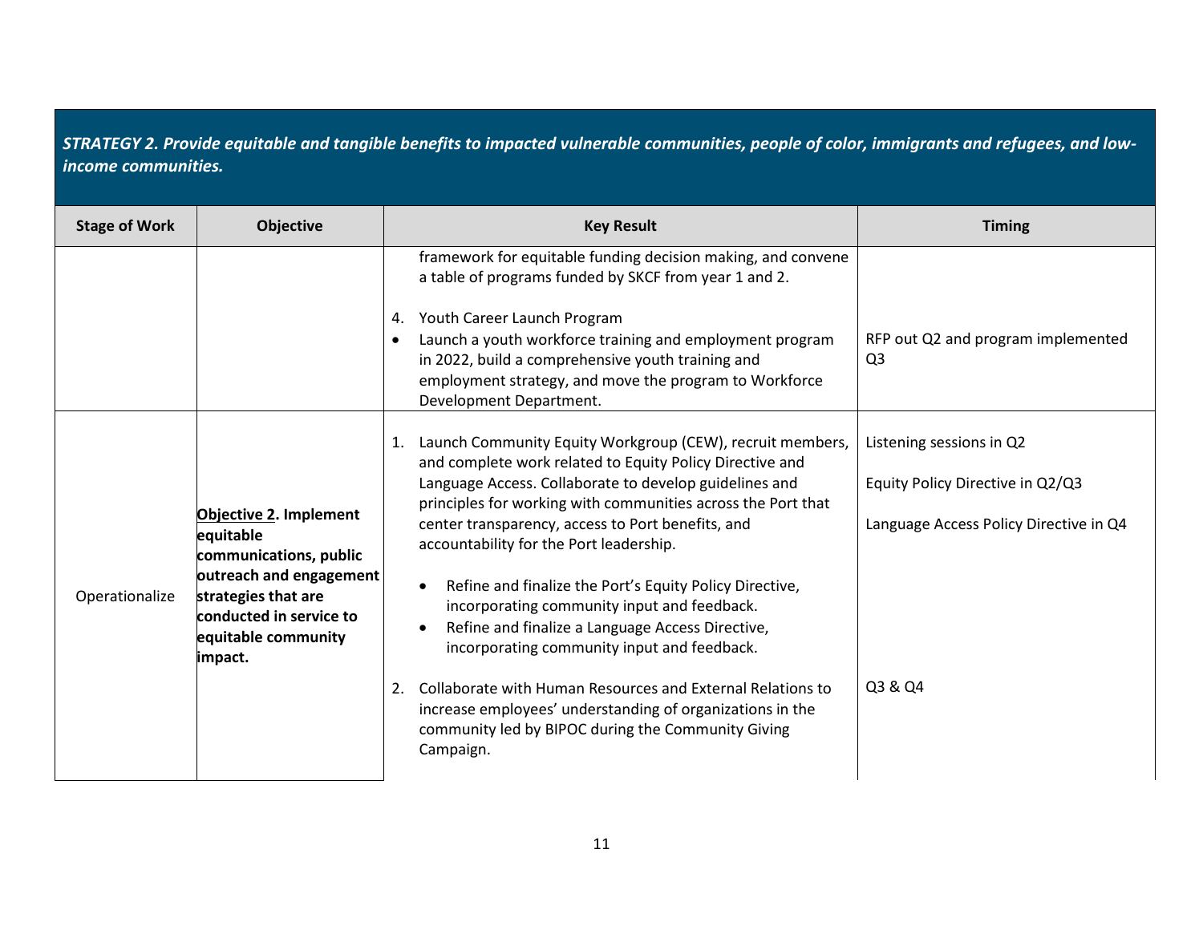| *STRATEGY 2. Provide equitable and tangible benefits to impacted vulnerable communities, people of color, immigrants and refugees, and low-income communities.* | | | |
|---|---|---|---|
| **Stage of Work** | **Objective** | **Key Result** | **Timing** |
| | | framework for equitable funding decision making, and convene a table of programs funded by SKCF from year 1 and 2.<br><br>4. Youth Career Launch Program<br>• Launch a youth workforce training and employment program in 2022, build a comprehensive youth training and employment strategy, and move the program to Workforce Development Department. | RFP out Q2 and program implemented Q3 |
| Operationalize | **<u>Objective 2</u>. Implement equitable communications, public outreach and engagement strategies that are conducted in service to equitable community impact.** | 1. Launch Community Equity Workgroup (CEW), recruit members, and complete work related to Equity Policy Directive and Language Access. Collaborate to develop guidelines and principles for working with communities across the Port that center transparency, access to Port benefits, and accountability for the Port leadership.<br>• Refine and finalize the Port's Equity Policy Directive, incorporating community input and feedback.<br>• Refine and finalize a Language Access Directive, incorporating community input and feedback.<br><br>2. Collaborate with Human Resources and External Relations to increase employees' understanding of organizations in the community led by BIPOC during the Community Giving Campaign. | Listening sessions in Q2<br><br>Equity Policy Directive in Q2/Q3<br><br>Language Access Policy Directive in Q4<br><br>Q3 & Q4 |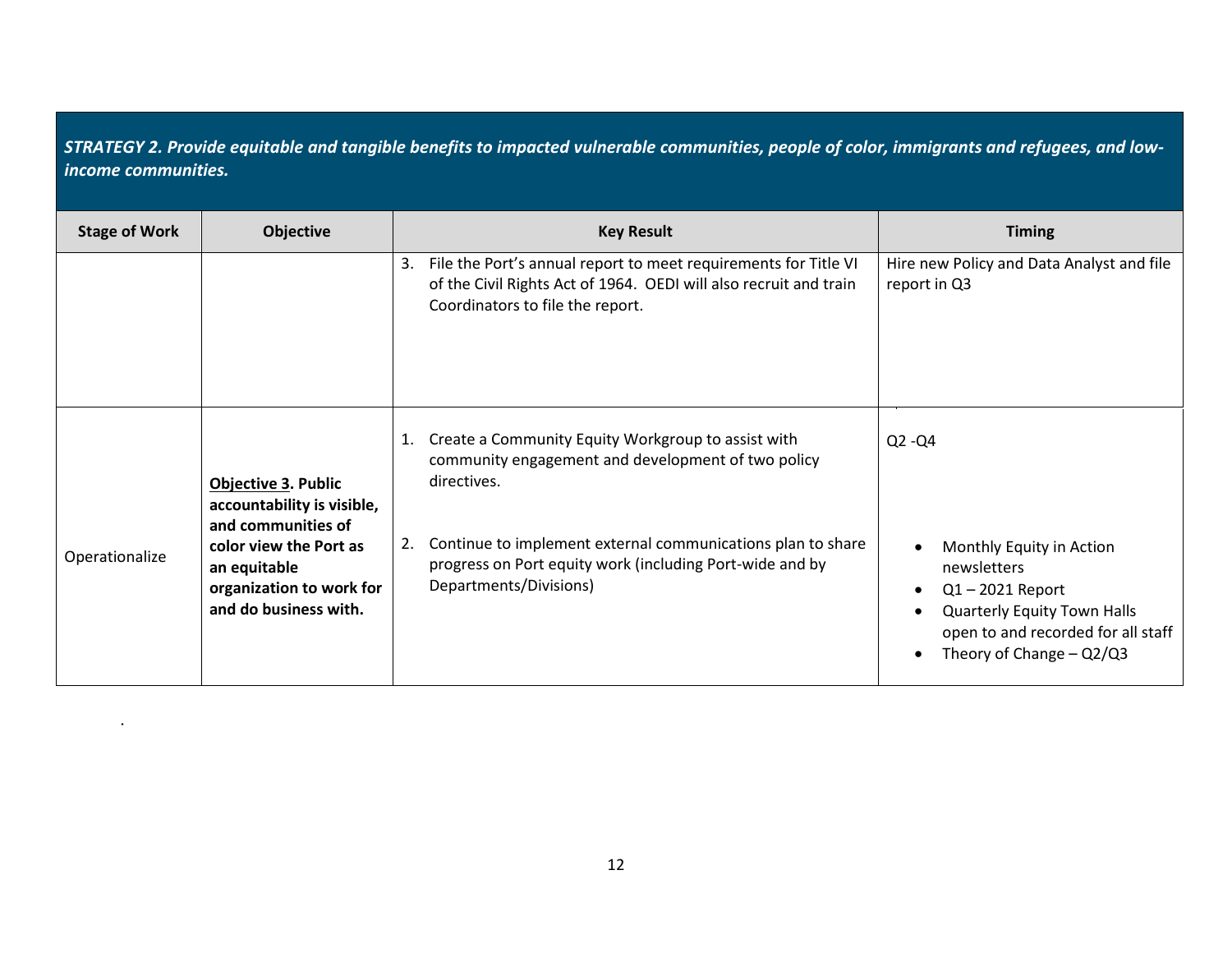| ***STRATEGY 2. Provide equitable and tangible benefits to impacted vulnerable communities, people of color, immigrants and refugees, and low-income communities.*** | | | |
|---|---|---|---|
| **Stage of Work** | **Objective** | **Key Result** | **Timing** |
| | | 3. File the Port's annual report to meet requirements for Title VI of the Civil Rights Act of 1964. OEDI will also recruit and train Coordinators to file the report. | Hire new Policy and Data Analyst and file report in Q3 |
| Operationalize | **<u>Objective 3</u>. Public accountability is visible, and communities of color view the Port as an equitable organization to work for and do business with.** | 1. Create a Community Equity Workgroup to assist with community engagement and development of two policy directives.<br><br>2. Continue to implement external communications plan to share progress on Port equity work (including Port-wide and by Departments/Divisions) | Q2 -Q4<br><br>• Monthly Equity in Action newsletters<br>• Q1 – 2021 Report<br>• Quarterly Equity Town Halls open to and recorded for all staff<br>• Theory of Change – Q2/Q3 |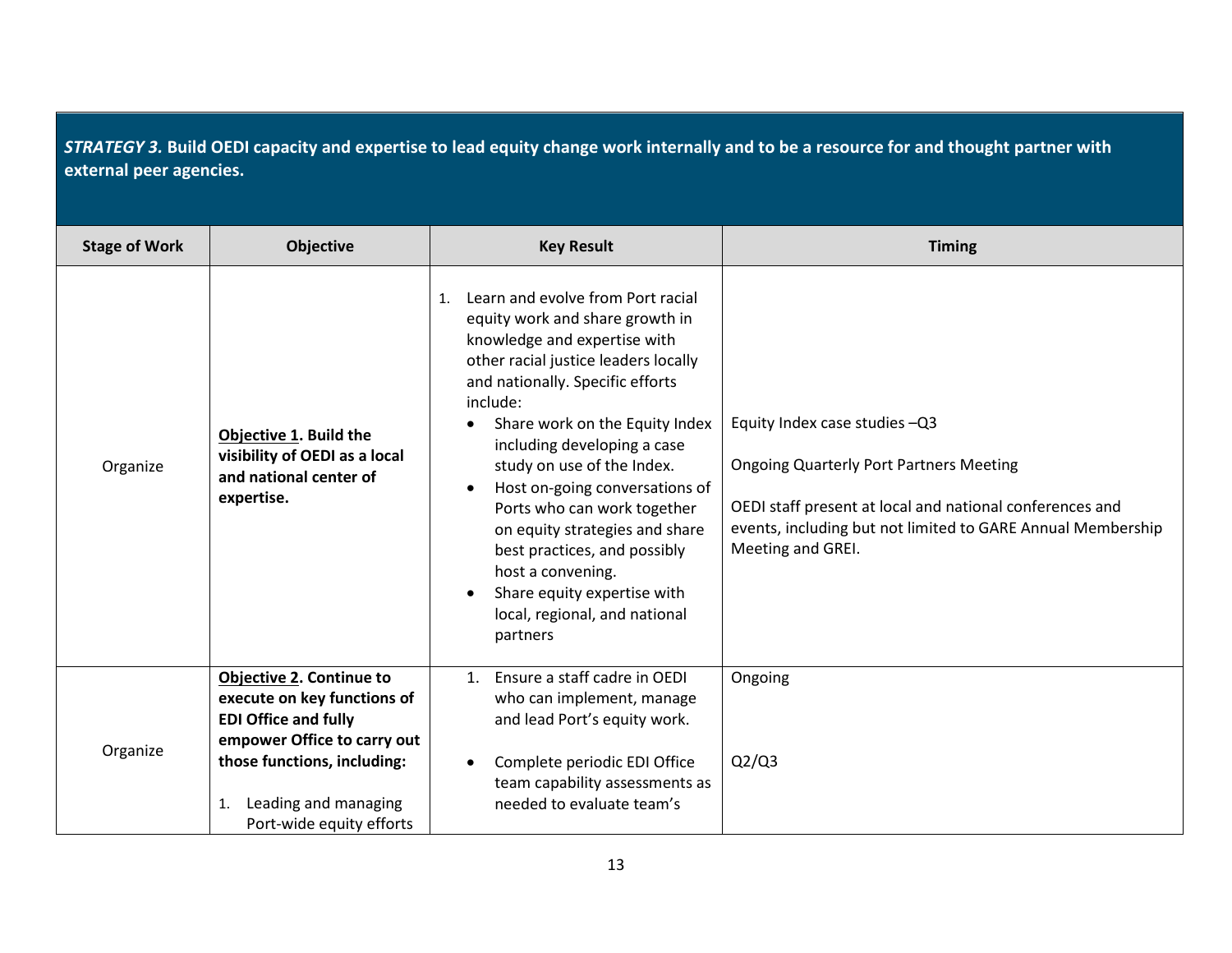| *STRATEGY 3.* **Build OEDI capacity and expertise to lead equity change work internally and to be a resource for and thought partner with external peer agencies.** | | | |
|---|---|---|---|
| **Stage of Work** | **Objective** | **Key Result** | **Timing** |
| Organize | **<u>Objective 1</u>. Build the visibility of OEDI as a local and national center of expertise.** | 1. Learn and evolve from Port racial equity work and share growth in knowledge and expertise with other racial justice leaders locally and nationally. Specific efforts include:<br>• Share work on the Equity Index including developing a case study on use of the Index.<br>• Host on-going conversations of Ports who can work together on equity strategies and share best practices, and possibly host a convening.<br>• Share equity expertise with local, regional, and national partners | Equity Index case studies –Q3<br><br>Ongoing Quarterly Port Partners Meeting<br><br>OEDI staff present at local and national conferences and events, including but not limited to GARE Annual Membership Meeting and GREI. |
| Organize | **<u>Objective 2</u>. Continue to execute on key functions of EDI Office and fully empower Office to carry out those functions, including:**<br><br>1. Leading and managing Port-wide equity efforts | 1. Ensure a staff cadre in OEDI who can implement, manage and lead Port's equity work.<br><br>• Complete periodic EDI Office team capability assessments as needed to evaluate team's | Ongoing<br><br><br>Q2/Q3 |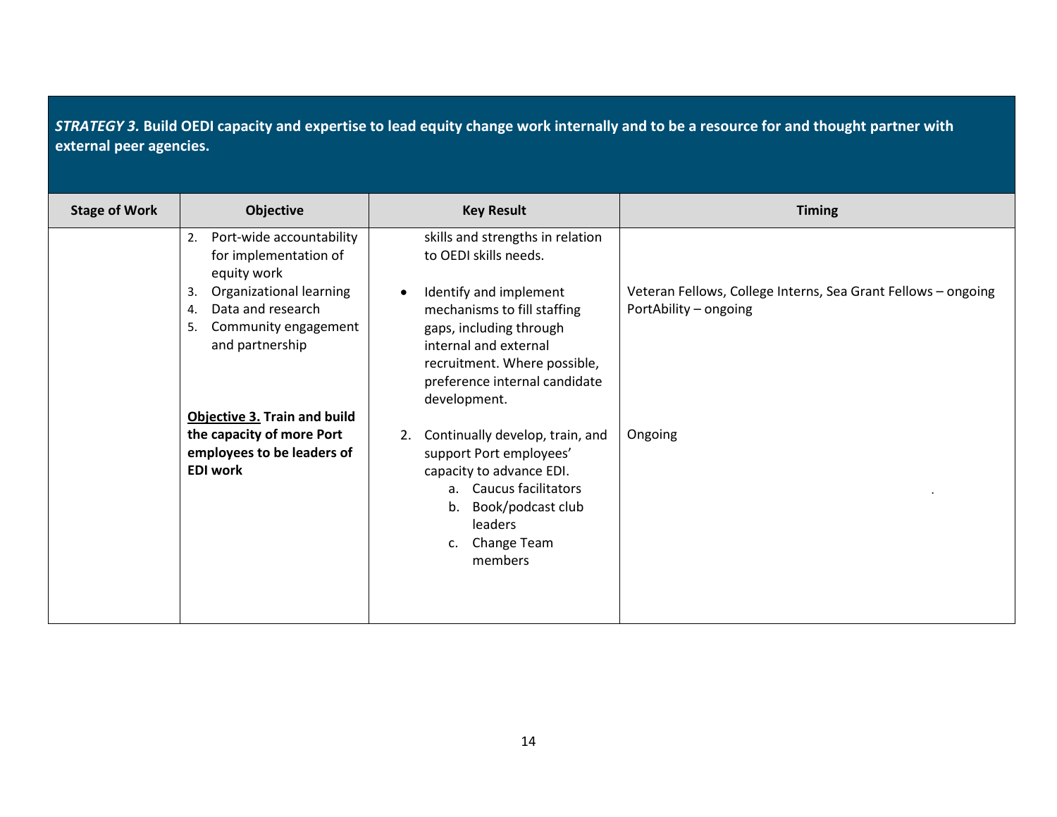**_STRATEGY 3._ Build OEDI capacity and expertise to lead equity change work internally and to be a resource for and thought partner with external peer agencies.**

| Stage of Work | Objective | Key Result | Timing |
|---|---|---|---|
| | 2. Port-wide accountability for implementation of equity work<br>3. Organizational learning<br>4. Data and research<br>5. Community engagement and partnership | skills and strengths in relation to OEDI skills needs.<br><br>• Identify and implement mechanisms to fill staffing gaps, including through internal and external recruitment. Where possible, preference internal candidate development. | Veteran Fellows, College Interns, Sea Grant Fellows – ongoing<br>PortAbility – ongoing |
| | **<u>Objective 3.</u> Train and build the capacity of more Port employees to be leaders of EDI work** | 2. Continually develop, train, and support Port employees' capacity to advance EDI.<br>a. Caucus facilitators<br>b. Book/podcast club leaders<br>c. Change Team members | Ongoing |